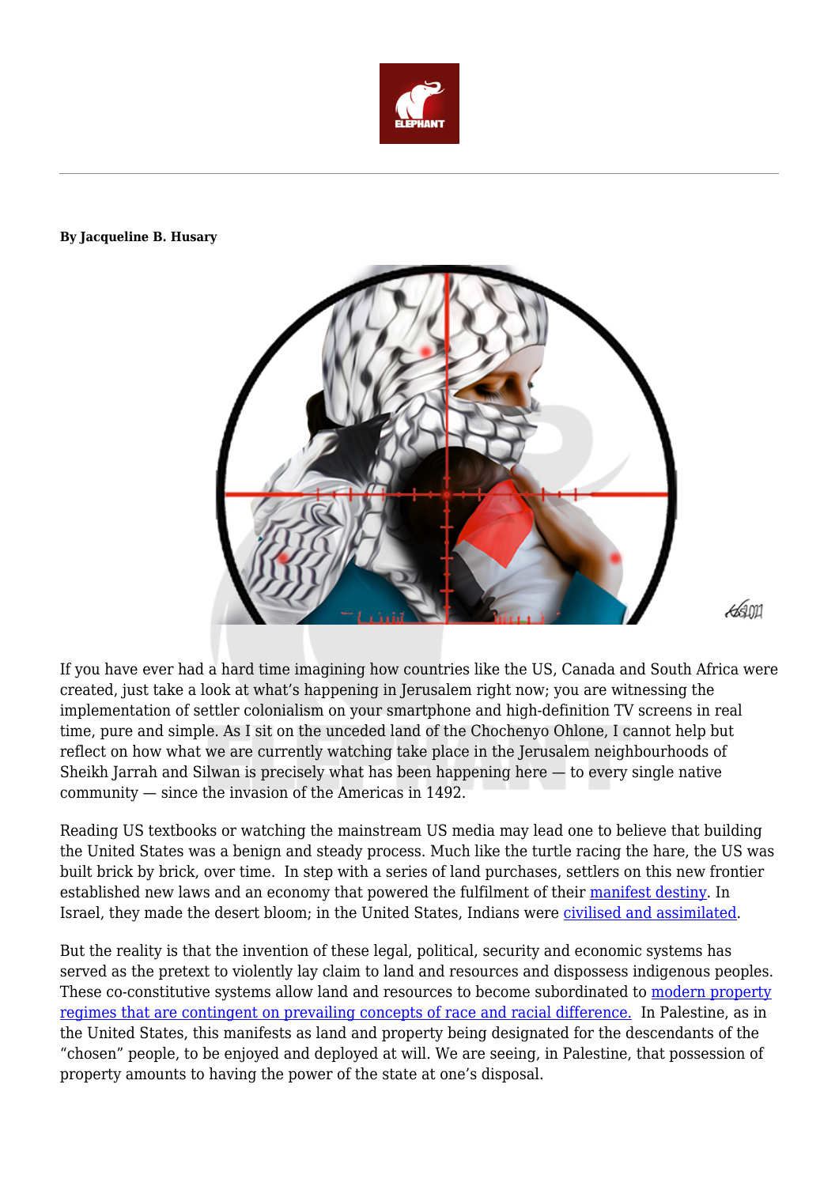**By Jacqueline B. Husary**

If you have ever had a hard time imagining how countries like the US, Canada and South Africa were created, just take a look at what's happening in Jerusalem right now; you are witnessing the implementation of settler colonialism on your smartphone and high-definition TV screens in real time, pure and simple. As I sit on the unceded land of the Chochenyo Ohlone, I cannot help but reflect on how what we are currently watching take place in the Jerusalem neighbourhoods of Sheikh Jarrah and Silwan is precisely what has been happening here — to every single native community — since the invasion of the Americas in 1492.

Reading US textbooks or watching the mainstream US media may lead one to believe that building the United States was a benign and steady process. Much like the turtle racing the hare, the US was built brick by brick, over time. In step with a series of land purchases, settlers on this new frontier established new laws and an economy that powered the fulfilment of their manifest destiny. In Israel, they made the desert bloom; in the United States, Indians were civilised and assimilated.

But the reality is that the invention of these legal, political, security and economic systems has served as the pretext to violently lay claim to land and resources and dispossess indigenous peoples. These co-constitutive systems allow land and resources to become subordinated to modern property regimes that are contingent on prevailing concepts of race and racial difference. In Palestine, as in the United States, this manifests as land and property being designated for the descendants of the "chosen" people, to be enjoyed and deployed at will. We are seeing, in Palestine, that possession of property amounts to having the power of the state at one's disposal.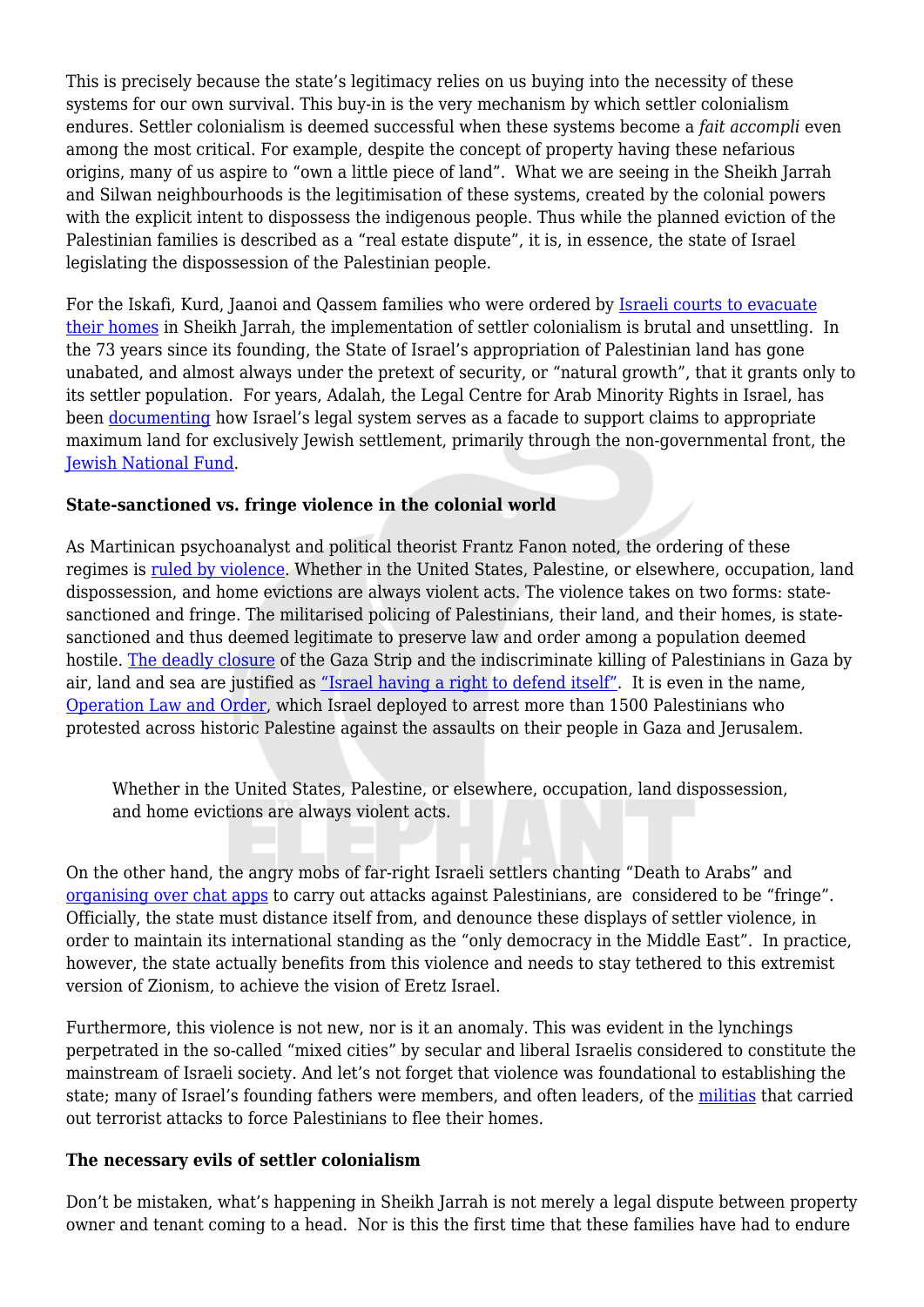This is precisely because the state's legitimacy relies on us buying into the necessity of these systems for our own survival. This buy-in is the very mechanism by which settler colonialism endures. Settler colonialism is deemed successful when these systems become a *fait accompli* even among the most critical. For example, despite the concept of property having these nefarious origins, many of us aspire to "own a little piece of land". What we are seeing in the Sheikh Jarrah and Silwan neighbourhoods is the legitimisation of these systems, created by the colonial powers with the explicit intent to dispossess the indigenous people. Thus while the planned eviction of the Palestinian families is described as a "real estate dispute", it is, in essence, the state of Israel legislating the dispossession of the Palestinian people.

For the Iskafi, Kurd, Jaanoi and Qassem families who were ordered by Israeli courts to evacuate their homes in Sheikh Jarrah, the implementation of settler colonialism is brutal and unsettling. In the 73 years since its founding, the State of Israel's appropriation of Palestinian land has gone unabated, and almost always under the pretext of security, or "natural growth", that it grants only to its settler population. For years, Adalah, the Legal Centre for Arab Minority Rights in Israel, has been documenting how Israel's legal system serves as a facade to support claims to appropriate maximum land for exclusively Jewish settlement, primarily through the non-governmental front, the Jewish National Fund.

**State-sanctioned vs. fringe violence in the colonial world**

As Martinican psychoanalyst and political theorist Frantz Fanon noted, the ordering of these regimes is ruled by violence. Whether in the United States, Palestine, or elsewhere, occupation, land dispossession, and home evictions are always violent acts. The violence takes on two forms: state-sanctioned and fringe. The militarised policing of Palestinians, their land, and their homes, is state-sanctioned and thus deemed legitimate to preserve law and order among a population deemed hostile. The deadly closure of the Gaza Strip and the indiscriminate killing of Palestinians in Gaza by air, land and sea are justified as "Israel having a right to defend itself". It is even in the name, Operation Law and Order, which Israel deployed to arrest more than 1500 Palestinians who protested across historic Palestine against the assaults on their people in Gaza and Jerusalem.

> Whether in the United States, Palestine, or elsewhere, occupation, land dispossession, and home evictions are always violent acts.

On the other hand, the angry mobs of far-right Israeli settlers chanting "Death to Arabs" and organising over chat apps to carry out attacks against Palestinians, are considered to be "fringe". Officially, the state must distance itself from, and denounce these displays of settler violence, in order to maintain its international standing as the "only democracy in the Middle East". In practice, however, the state actually benefits from this violence and needs to stay tethered to this extremist version of Zionism, to achieve the vision of Eretz Israel.

Furthermore, this violence is not new, nor is it an anomaly. This was evident in the lynchings perpetrated in the so-called "mixed cities" by secular and liberal Israelis considered to constitute the mainstream of Israeli society. And let's not forget that violence was foundational to establishing the state; many of Israel's founding fathers were members, and often leaders, of the militias that carried out terrorist attacks to force Palestinians to flee their homes.

**The necessary evils of settler colonialism**

Don't be mistaken, what's happening in Sheikh Jarrah is not merely a legal dispute between property owner and tenant coming to a head. Nor is this the first time that these families have had to endure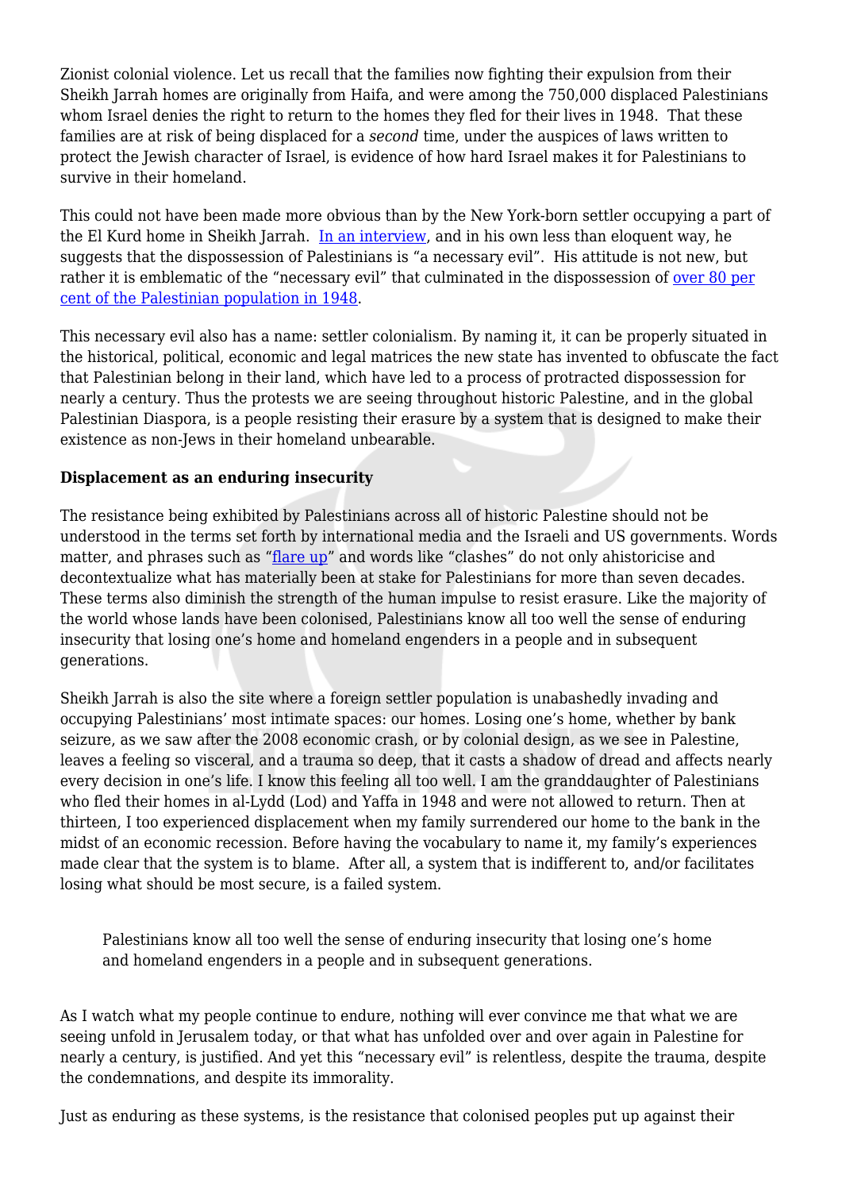Zionist colonial violence. Let us recall that the families now fighting their expulsion from their Sheikh Jarrah homes are originally from Haifa, and were among the 750,000 displaced Palestinians whom Israel denies the right to return to the homes they fled for their lives in 1948. That these families are at risk of being displaced for a *second* time, under the auspices of laws written to protect the Jewish character of Israel, is evidence of how hard Israel makes it for Palestinians to survive in their homeland.

This could not have been made more obvious than by the New York-born settler occupying a part of the El Kurd home in Sheikh Jarrah. In an interview, and in his own less than eloquent way, he suggests that the dispossession of Palestinians is "a necessary evil". His attitude is not new, but rather it is emblematic of the "necessary evil" that culminated in the dispossession of over 80 per cent of the Palestinian population in 1948.

This necessary evil also has a name: settler colonialism. By naming it, it can be properly situated in the historical, political, economic and legal matrices the new state has invented to obfuscate the fact that Palestinian belong in their land, which have led to a process of protracted dispossession for nearly a century. Thus the protests we are seeing throughout historic Palestine, and in the global Palestinian Diaspora, is a people resisting their erasure by a system that is designed to make their existence as non-Jews in their homeland unbearable.

**Displacement as an enduring insecurity**

The resistance being exhibited by Palestinians across all of historic Palestine should not be understood in the terms set forth by international media and the Israeli and US governments. Words matter, and phrases such as "flare up" and words like "clashes" do not only ahistoricise and decontextualize what has materially been at stake for Palestinians for more than seven decades. These terms also diminish the strength of the human impulse to resist erasure. Like the majority of the world whose lands have been colonised, Palestinians know all too well the sense of enduring insecurity that losing one's home and homeland engenders in a people and in subsequent generations.

Sheikh Jarrah is also the site where a foreign settler population is unabashedly invading and occupying Palestinians' most intimate spaces: our homes. Losing one's home, whether by bank seizure, as we saw after the 2008 economic crash, or by colonial design, as we see in Palestine, leaves a feeling so visceral, and a trauma so deep, that it casts a shadow of dread and affects nearly every decision in one's life. I know this feeling all too well. I am the granddaughter of Palestinians who fled their homes in al-Lydd (Lod) and Yaffa in 1948 and were not allowed to return. Then at thirteen, I too experienced displacement when my family surrendered our home to the bank in the midst of an economic recession. Before having the vocabulary to name it, my family's experiences made clear that the system is to blame. After all, a system that is indifferent to, and/or facilitates losing what should be most secure, is a failed system.

> Palestinians know all too well the sense of enduring insecurity that losing one's home and homeland engenders in a people and in subsequent generations.

As I watch what my people continue to endure, nothing will ever convince me that what we are seeing unfold in Jerusalem today, or that what has unfolded over and over again in Palestine for nearly a century, is justified. And yet this "necessary evil" is relentless, despite the trauma, despite the condemnations, and despite its immorality.

Just as enduring as these systems, is the resistance that colonised peoples put up against their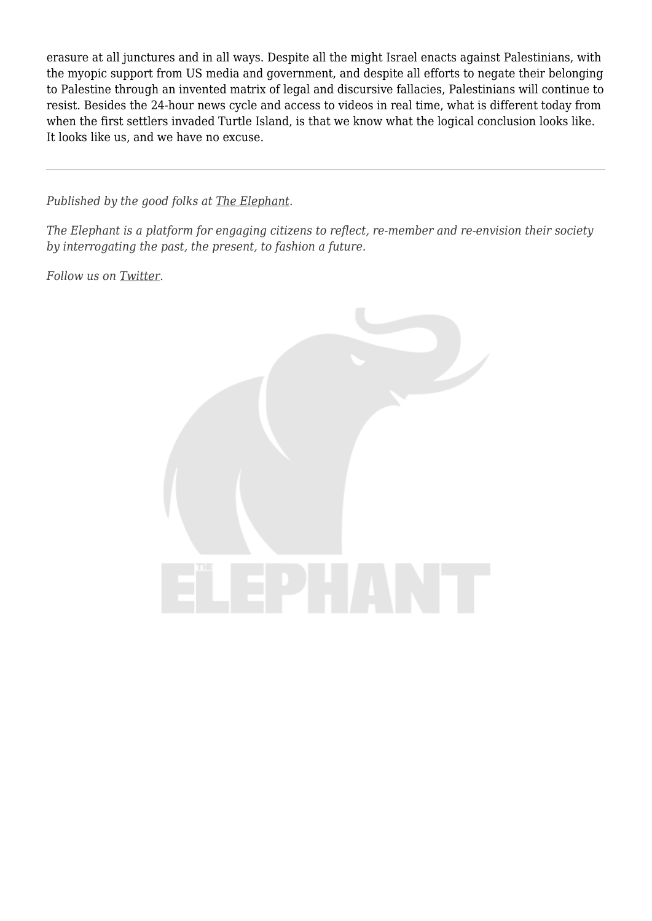erasure at all junctures and in all ways. Despite all the might Israel enacts against Palestinians, with the myopic support from US media and government, and despite all efforts to negate their belonging to Palestine through an invented matrix of legal and discursive fallacies, Palestinians will continue to resist. Besides the 24-hour news cycle and access to videos in real time, what is different today from when the first settlers invaded Turtle Island, is that we know what the logical conclusion looks like. It looks like us, and we have no excuse.

---

*Published by the good folks at The Elephant.*

*The Elephant is a platform for engaging citizens to reflect, re-member and re-envision their society by interrogating the past, the present, to fashion a future.*

*Follow us on Twitter.*